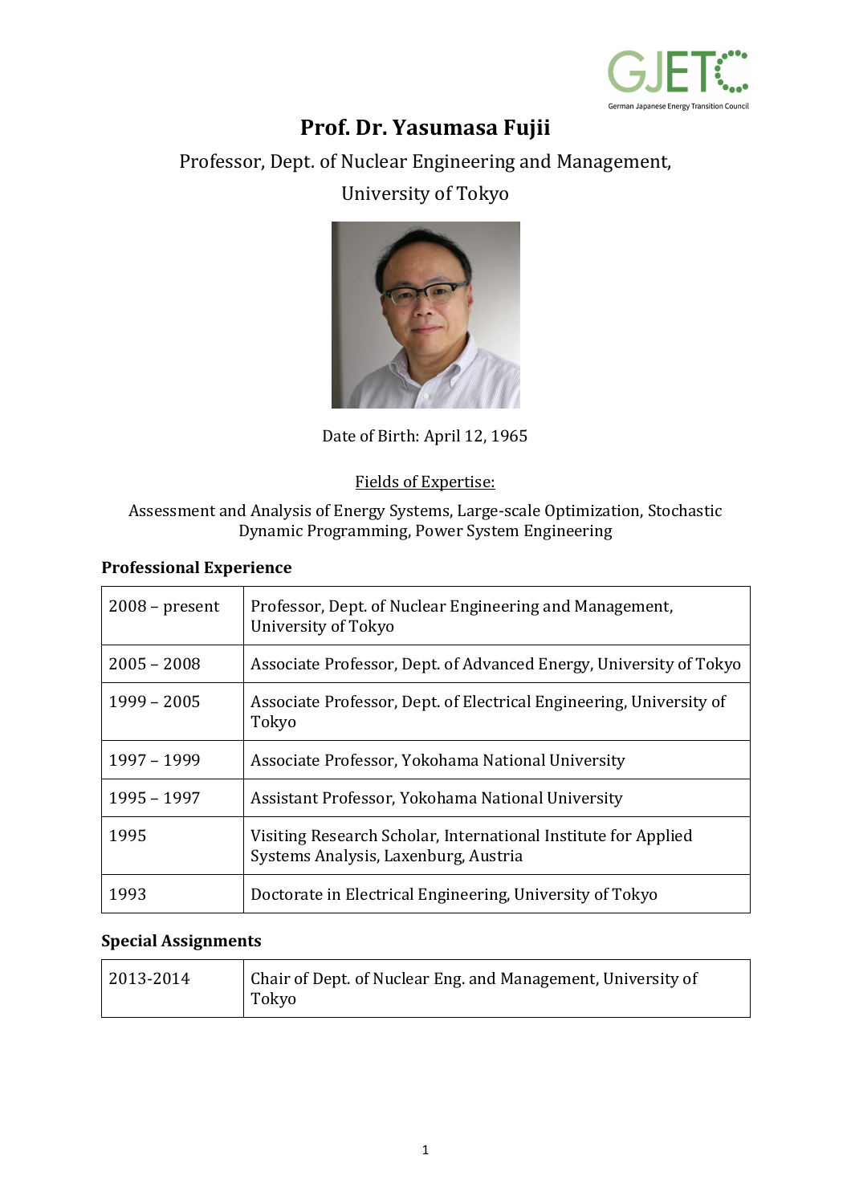# Prof. Dr. Yasumasa Fujii

Professor, Dept. of Nuclear Engineering and Management,

University of Tokyo

Date of Birth: April 12, 1965

Fields of Expertise:

Assessment and Analysis of Energy Systems, Large-scale Optimization, Stochastic Dynamic Programming, Power System Engineering

### Professional Experience

| | |
|---|---|
| 2008 – present | Professor, Dept. of Nuclear Engineering and Management, University of Tokyo |
| 2005 – 2008 | Associate Professor, Dept. of Advanced Energy, University of Tokyo |
| 1999 – 2005 | Associate Professor, Dept. of Electrical Engineering, University of Tokyo |
| 1997 – 1999 | Associate Professor, Yokohama National University |
| 1995 – 1997 | Assistant Professor, Yokohama National University |
| 1995 | Visiting Research Scholar, International Institute for Applied Systems Analysis, Laxenburg, Austria |
| 1993 | Doctorate in Electrical Engineering, University of Tokyo |

### Special Assignments

| | |
|---|---|
| 2013-2014 | Chair of Dept. of Nuclear Eng. and Management, University of Tokyo |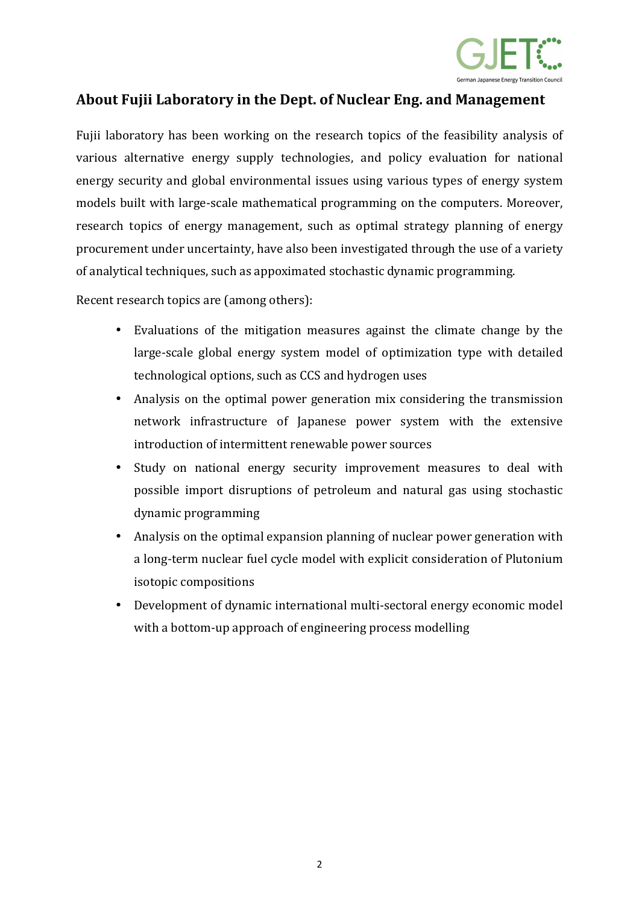## About Fujii Laboratory in the Dept. of Nuclear Eng. and Management

Fujii laboratory has been working on the research topics of the feasibility analysis of various alternative energy supply technologies, and policy evaluation for national energy security and global environmental issues using various types of energy system models built with large-scale mathematical programming on the computers. Moreover, research topics of energy management, such as optimal strategy planning of energy procurement under uncertainty, have also been investigated through the use of a variety of analytical techniques, such as appoximated stochastic dynamic programming.

Recent research topics are (among others):

- Evaluations of the mitigation measures against the climate change by the large-scale global energy system model of optimization type with detailed technological options, such as CCS and hydrogen uses
- Analysis on the optimal power generation mix considering the transmission network infrastructure of Japanese power system with the extensive introduction of intermittent renewable power sources
- Study on national energy security improvement measures to deal with possible import disruptions of petroleum and natural gas using stochastic dynamic programming
- Analysis on the optimal expansion planning of nuclear power generation with a long-term nuclear fuel cycle model with explicit consideration of Plutonium isotopic compositions
- Development of dynamic international multi-sectoral energy economic model with a bottom-up approach of engineering process modelling